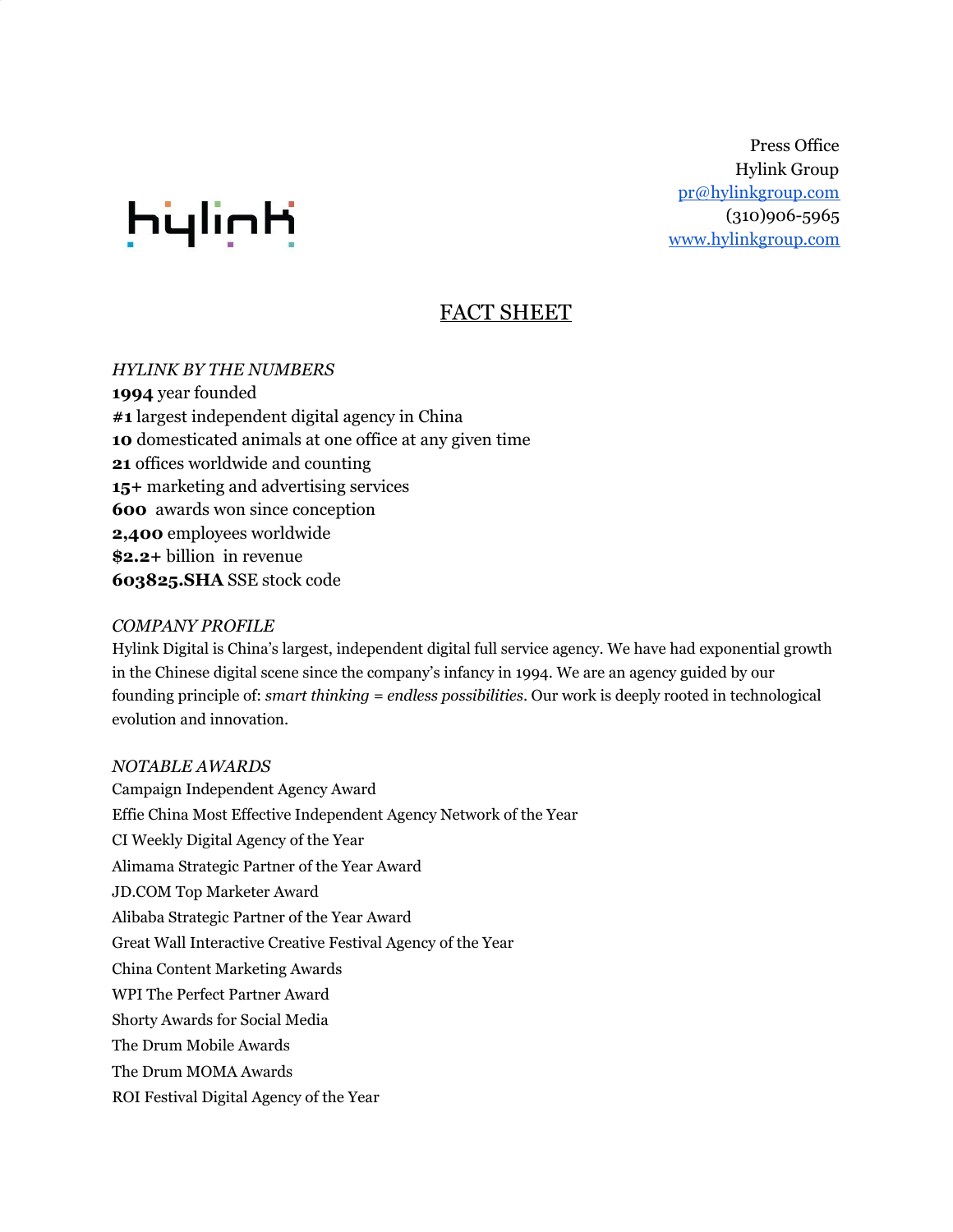Press Office
Hylink Group
pr@hylinkgroup.com
(310)906-5965
www.hylinkgroup.com

hylink

# FACT SHEET

*HYLINK BY THE NUMBERS*

**1994** year founded
**#1** largest independent digital agency in China
**10** domesticated animals at one office at any given time
**21** offices worldwide and counting
**15+** marketing and advertising services
**600** awards won since conception
**2,400** employees worldwide
**$2.2+** billion in revenue
**603825.SHA** SSE stock code

*COMPANY PROFILE*

Hylink Digital is China's largest, independent digital full service agency. We have had exponential growth in the Chinese digital scene since the company's infancy in 1994. We are an agency guided by our founding principle of: *smart thinking* = *endless possibilities*. Our work is deeply rooted in technological evolution and innovation.

*NOTABLE AWARDS*

Campaign Independent Agency Award
Effie China Most Effective Independent Agency Network of the Year
CI Weekly Digital Agency of the Year
Alimama Strategic Partner of the Year Award
JD.COM Top Marketer Award
Alibaba Strategic Partner of the Year Award
Great Wall Interactive Creative Festival Agency of the Year
China Content Marketing Awards
WPI The Perfect Partner Award
Shorty Awards for Social Media
The Drum Mobile Awards
The Drum MOMA Awards
ROI Festival Digital Agency of the Year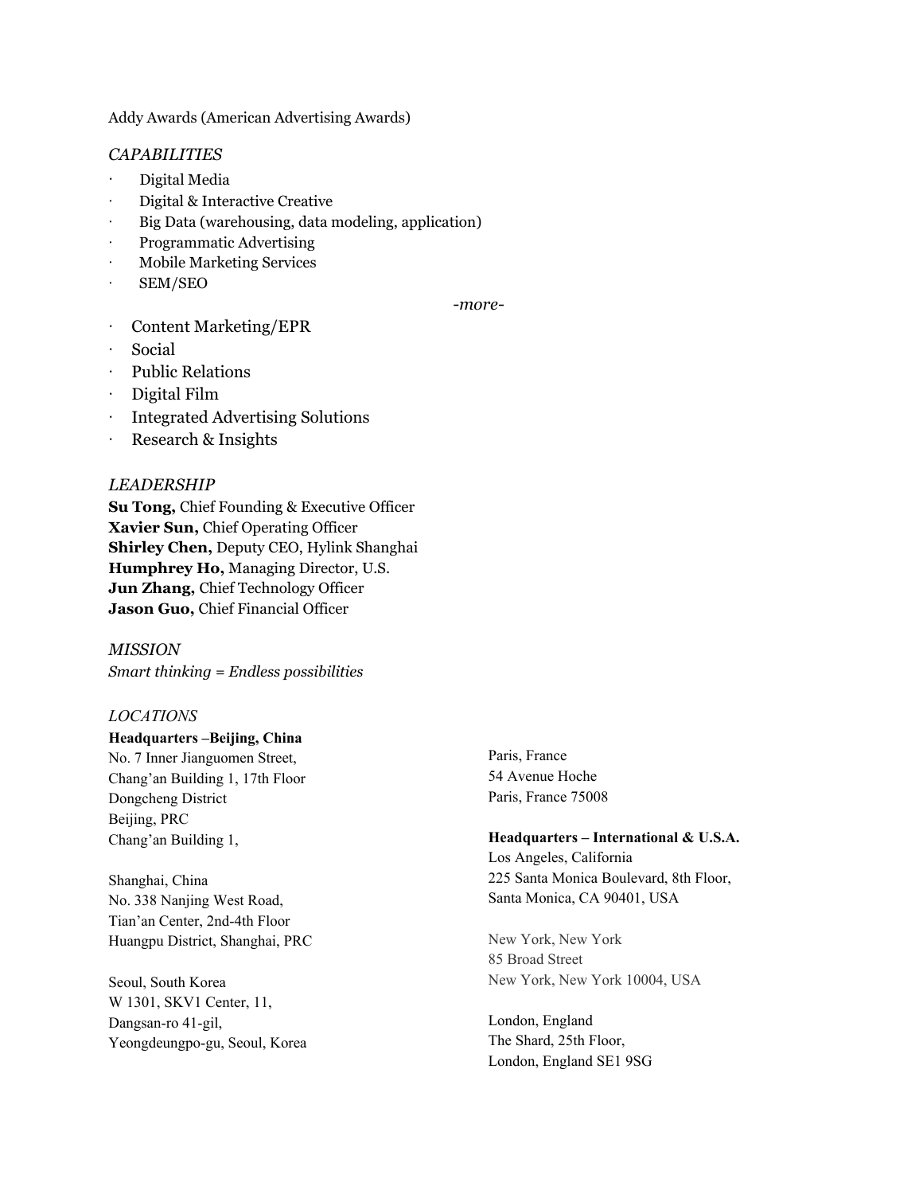Addy Awards (American Advertising Awards)

*CAPABILITIES*

- Digital Media
- Digital & Interactive Creative
- Big Data (warehousing, data modeling, application)
- Programmatic Advertising
- Mobile Marketing Services
- SEM/SEO

*-more-*

- Content Marketing/EPR
- Social
- Public Relations
- Digital Film
- Integrated Advertising Solutions
- Research & Insights

*LEADERSHIP*

**Su Tong,** Chief Founding & Executive Officer
**Xavier Sun,** Chief Operating Officer
**Shirley Chen,** Deputy CEO, Hylink Shanghai
**Humphrey Ho,** Managing Director, U.S.
**Jun Zhang,** Chief Technology Officer
**Jason Guo,** Chief Financial Officer

*MISSION*

*Smart thinking = Endless possibilities*

*LOCATIONS*

**Headquarters –Beijing, China**
No. 7 Inner Jianguomen Street,
Chang'an Building 1, 17th Floor
Dongcheng District
Beijing, PRC
Chang'an Building 1,

Shanghai, China
No. 338 Nanjing West Road,
Tian'an Center, 2nd-4th Floor
Huangpu District, Shanghai, PRC

Seoul, South Korea
W 1301, SKV1 Center, 11,
Dangsan-ro 41-gil,
Yeongdeungpo-gu, Seoul, Korea

Paris, France
54 Avenue Hoche
Paris, France 75008

**Headquarters – International & U.S.A.**
Los Angeles, California
225 Santa Monica Boulevard, 8th Floor,
Santa Monica, CA 90401, USA

New York, New York
85 Broad Street
New York, New York 10004, USA

London, England
The Shard, 25th Floor,
London, England SE1 9SG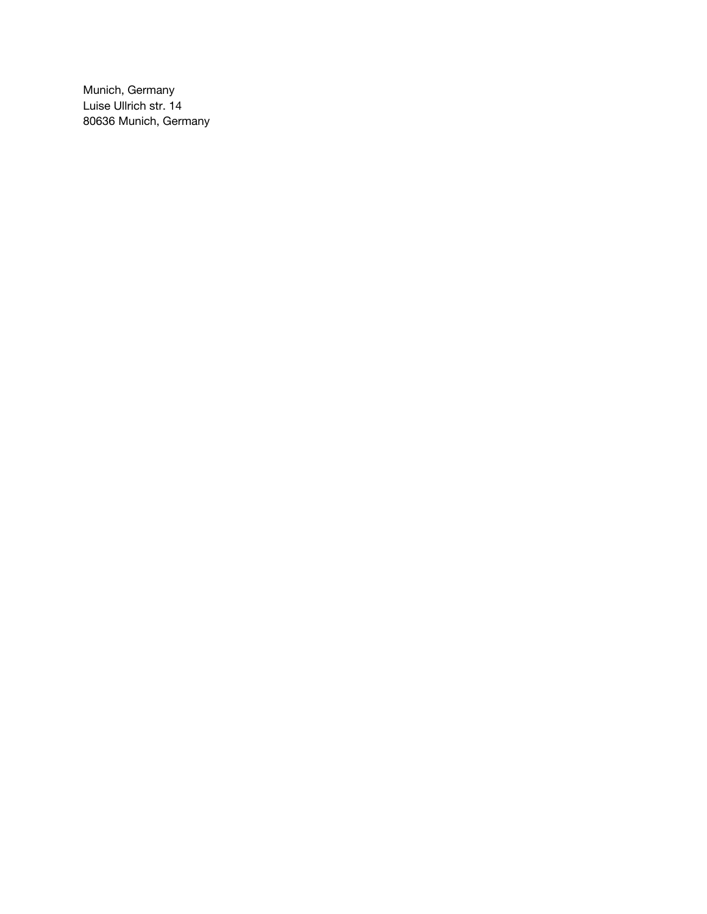Munich, Germany
Luise Ullrich str. 14
80636 Munich, Germany